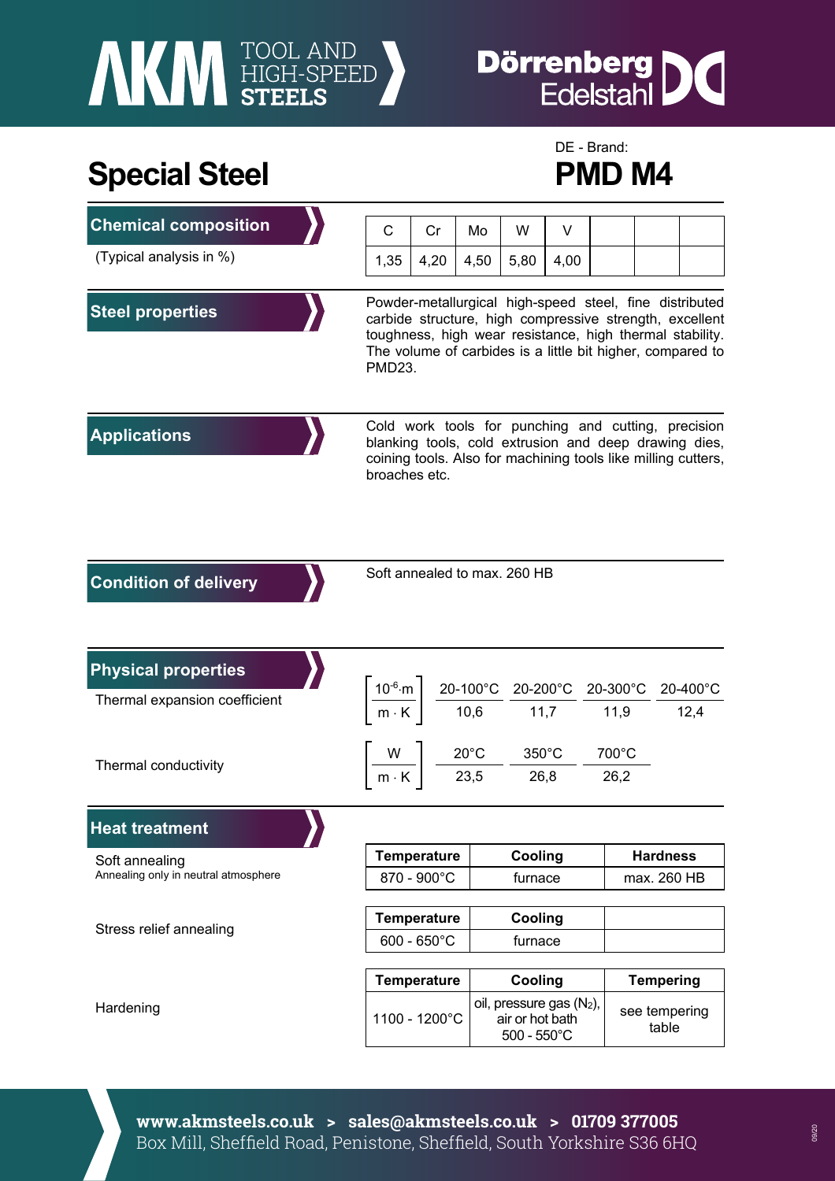# Special Steel

DE - Brand:

## PMD M4

## Chemical composition

(Typical analysis in %)

| C | Cr | Mo | W | V | | | |
|---|---|---|---|---|---|---|---|
| 1,35 | 4,20 | 4,50 | 5,80 | 4,00 | | | |

## Steel properties

Powder-metallurgical high-speed steel, fine distributed carbide structure, high compressive strength, excellent toughness, high wear resistance, high thermal stability. The volume of carbides is a little bit higher, compared to PMD23.

## Applications

Cold work tools for punching and cutting, precision blanking tools, cold extrusion and deep drawing dies, coining tools. Also for machining tools like milling cutters, broaches etc.

## Condition of delivery

Soft annealed to max. 260 HB

## Physical properties

Thermal expansion coefficient

| $\left[\frac{10^{-6} \cdot m}{m \cdot K}\right]$ | 20-100°C | 20-200°C | 20-300°C | 20-400°C |
|---|---|---|---|---|
| | 10,6 | 11,7 | 11,9 | 12,4 |

Thermal conductivity

| $\left[\frac{W}{m \cdot K}\right]$ | 20°C | 350°C | 700°C |
|---|---|---|---|
| | 23,5 | 26,8 | 26,2 |

## Heat treatment

Soft annealing
Annealing only in neutral atmosphere

| Temperature | Cooling | Hardness |
|---|---|---|
| 870 - 900°C | furnace | max. 260 HB |

Stress relief annealing

| Temperature | Cooling | |
|---|---|---|
| 600 - 650°C | furnace | |

Hardening

| Temperature | Cooling | Tempering |
|---|---|---|
| 1100 - 1200°C | oil, pressure gas ($N_2$), air or hot bath 500 - 550°C | see tempering table |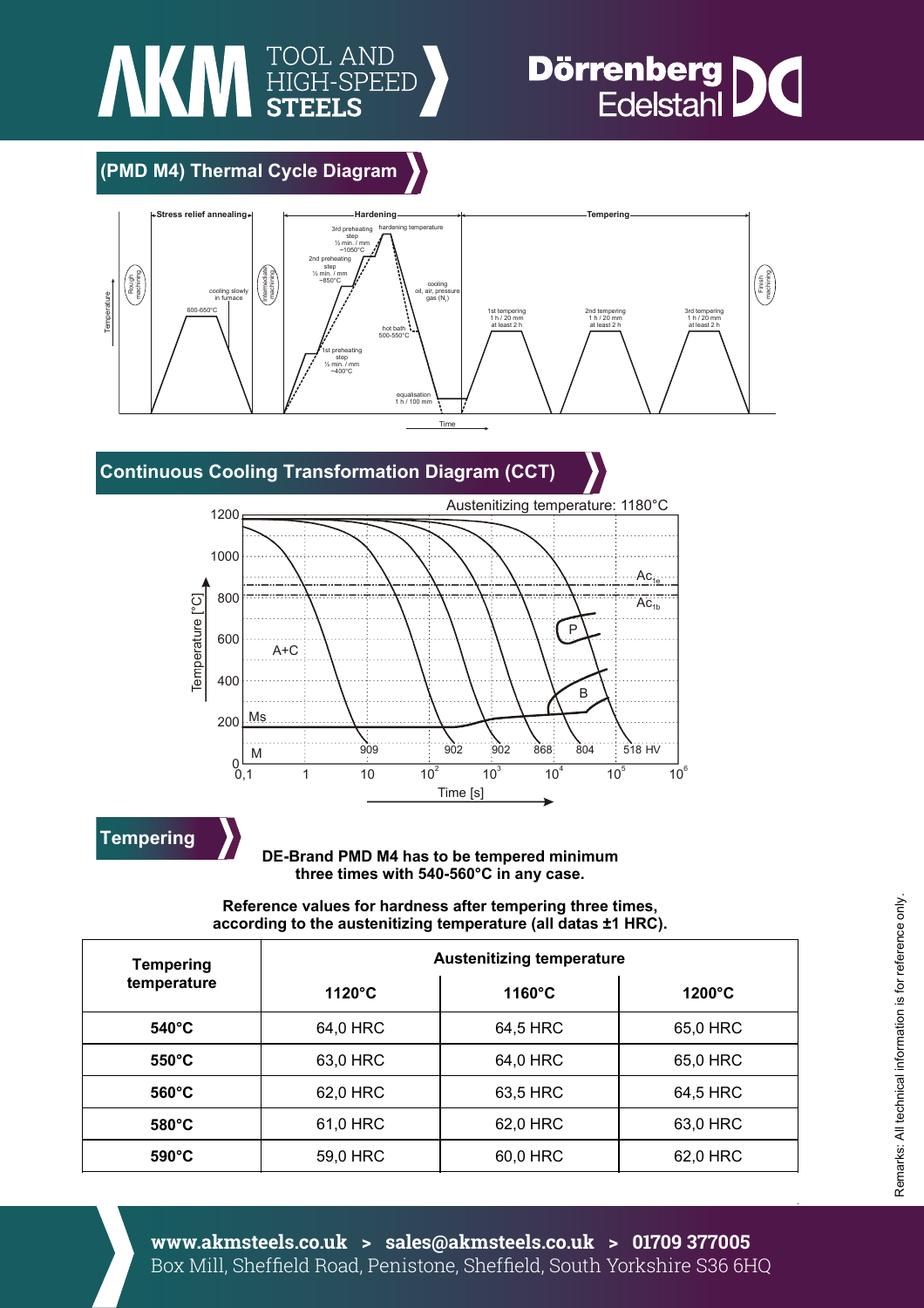## (PMD M4) Thermal Cycle Diagram

Stress relief annealing
Hardening
Tempering
Rough machining
Intermediate machining
Finish machining
Temperature
600-650°C
cooling slowly in furnace
3rd preheating step ½ min. / mm ~1050°C
hardening temperature
2nd preheating step ½ min. / mm ~850°C
cooling oil, air, pressure gas ($N_2$)
hot bath 500-550°C
1st preheating step ½ min. / mm ~400°C
equalisation 1 h / 100 mm
1st tempering 1 h / 20 mm at least 2 h
2nd tempering 1 h / 20 mm at least 2 h
3rd tempering 1 h / 20 mm at least 2 h
Time

## Continuous Cooling Transformation Diagram (CCT)

Austenitizing temperature: 1180°C
Temperature [°C]
1200
1000
800
600
400
200
0
$Ac_{1e}$
$Ac_{1b}$
P
A+C
B
Ms
M
909
902
902
868
804
518 HV
0,1
1
10
$10^2$
$10^3$
$10^4$
$10^5$
$10^6$
Time [s]

## Tempering

**DE-Brand PMD M4 has to be tempered minimum three times with 540-560°C in any case.**

**Reference values for hardness after tempering three times, according to the austenitizing temperature (all datas ±1 HRC).**

| Tempering temperature | Austenitizing temperature | | |
|---|---|---|---|
| | 1120°C | 1160°C | 1200°C |
| 540°C | 64,0 HRC | 64,5 HRC | 65,0 HRC |
| 550°C | 63,0 HRC | 64,0 HRC | 65,0 HRC |
| 560°C | 62,0 HRC | 63,5 HRC | 64,5 HRC |
| 580°C | 61,0 HRC | 62,0 HRC | 63,0 HRC |
| 590°C | 59,0 HRC | 60,0 HRC | 62,0 HRC |

Remarks: All technical information is for reference only.

**www.akmsteels.co.uk > sales@akmsteels.co.uk > 01709 377005**
Box Mill, Sheffield Road, Penistone, Sheffield, South Yorkshire S36 6HQ